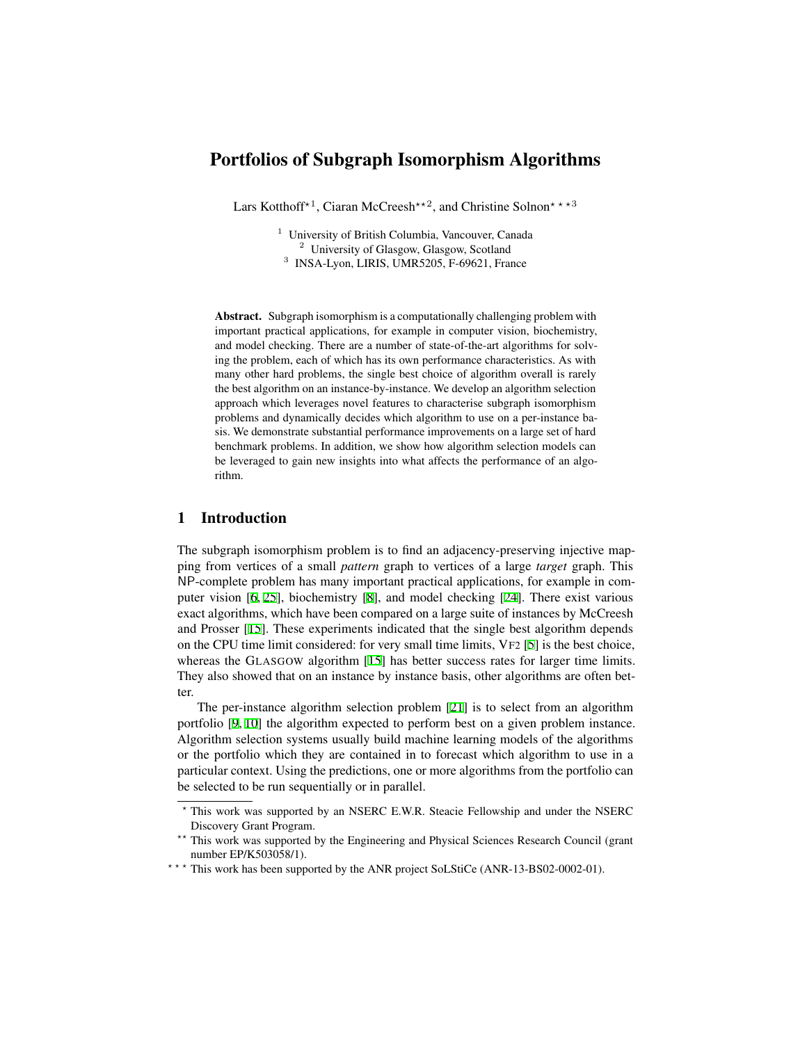# Portfolios of Subgraph Isomorphism Algorithms

Lars Kotthoff*[1], Ciaran McCreesh**[2], and Christine Solnon***[3]

[1] University of British Columbia, Vancouver, Canada
[2] University of Glasgow, Glasgow, Scotland
[3] INSA-Lyon, LIRIS, UMR5205, F-69621, France

**Abstract.** Subgraph isomorphism is a computationally challenging problem with important practical applications, for example in computer vision, biochemistry, and model checking. There are a number of state-of-the-art algorithms for solving the problem, each of which has its own performance characteristics. As with many other hard problems, the single best choice of algorithm overall is rarely the best algorithm on an instance-by-instance. We develop an algorithm selection approach which leverages novel features to characterise subgraph isomorphism problems and dynamically decides which algorithm to use on a per-instance basis. We demonstrate substantial performance improvements on a large set of hard benchmark problems. In addition, we show how algorithm selection models can be leveraged to gain new insights into what affects the performance of an algorithm.

## 1 Introduction

The subgraph isomorphism problem is to find an adjacency-preserving injective mapping from vertices of a small *pattern* graph to vertices of a large *target* graph. This NP-complete problem has many important practical applications, for example in computer vision [6, 25], biochemistry [8], and model checking [24]. There exist various exact algorithms, which have been compared on a large suite of instances by McCreesh and Prosser [15]. These experiments indicated that the single best algorithm depends on the CPU time limit considered: for very small time limits, VF2 [5] is the best choice, whereas the GLASGOW algorithm [15] has better success rates for larger time limits. They also showed that on an instance by instance basis, other algorithms are often better.

The per-instance algorithm selection problem [21] is to select from an algorithm portfolio [9, 10] the algorithm expected to perform best on a given problem instance. Algorithm selection systems usually build machine learning models of the algorithms or the portfolio which they are contained in to forecast which algorithm to use in a particular context. Using the predictions, one or more algorithms from the portfolio can be selected to be run sequentially or in parallel.

* This work was supported by an NSERC E.W.R. Steacie Fellowship and under the NSERC Discovery Grant Program.

** This work was supported by the Engineering and Physical Sciences Research Council (grant number EP/K503058/1).

*** This work has been supported by the ANR project SoLStiCe (ANR-13-BS02-0002-01).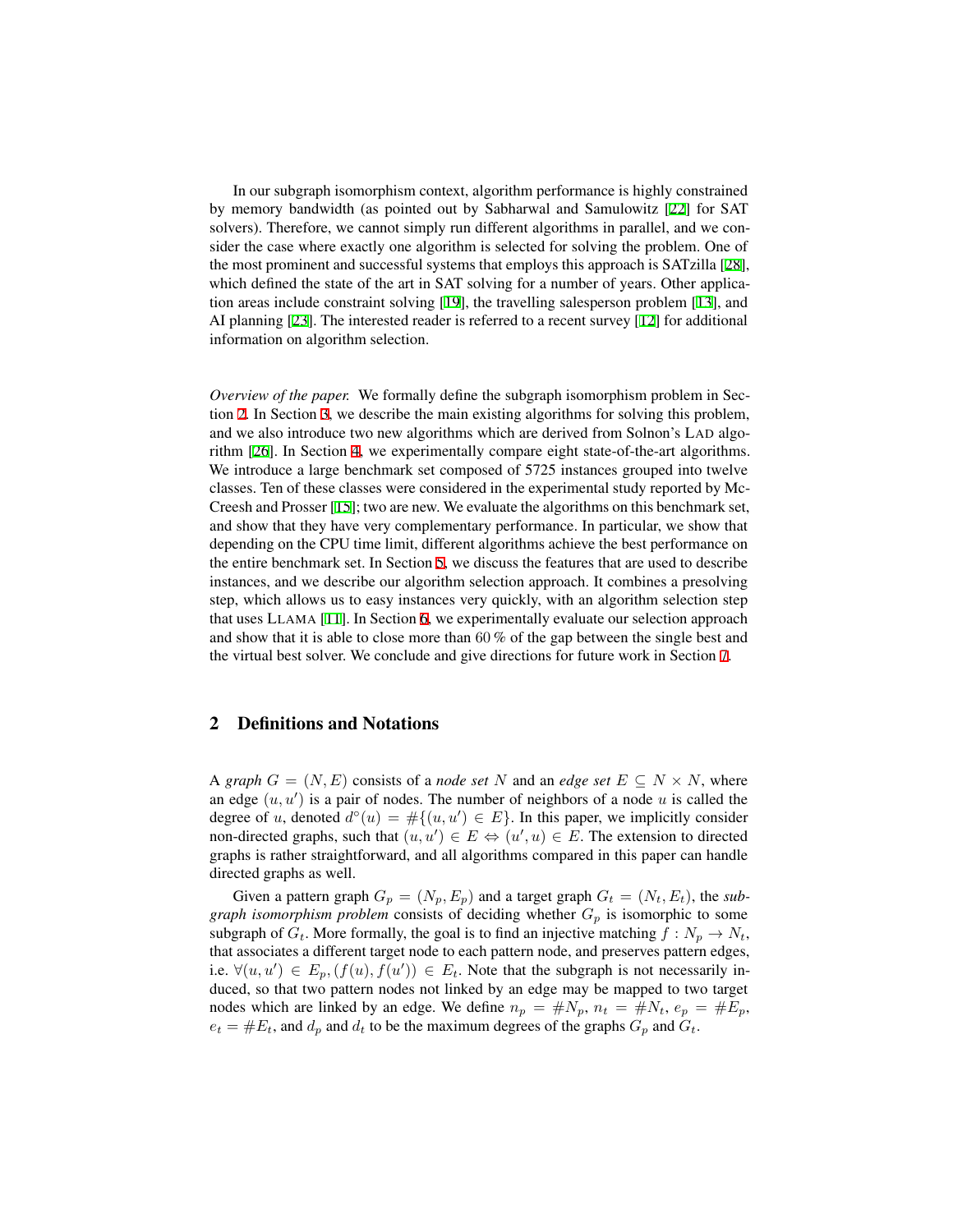In our subgraph isomorphism context, algorithm performance is highly constrained by memory bandwidth (as pointed out by Sabharwal and Samulowitz [22] for SAT solvers). Therefore, we cannot simply run different algorithms in parallel, and we consider the case where exactly one algorithm is selected for solving the problem. One of the most prominent and successful systems that employs this approach is SATzilla [28], which defined the state of the art in SAT solving for a number of years. Other application areas include constraint solving [19], the travelling salesperson problem [13], and AI planning [23]. The interested reader is referred to a recent survey [12] for additional information on algorithm selection.

*Overview of the paper.* We formally define the subgraph isomorphism problem in Section 2. In Section 3, we describe the main existing algorithms for solving this problem, and we also introduce two new algorithms which are derived from Solnon's LAD algorithm [26]. In Section 4, we experimentally compare eight state-of-the-art algorithms. We introduce a large benchmark set composed of 5725 instances grouped into twelve classes. Ten of these classes were considered in the experimental study reported by McCreesh and Prosser [15]; two are new. We evaluate the algorithms on this benchmark set, and show that they have very complementary performance. In particular, we show that depending on the CPU time limit, different algorithms achieve the best performance on the entire benchmark set. In Section 5, we discuss the features that are used to describe instances, and we describe our algorithm selection approach. It combines a presolving step, which allows us to easy instances very quickly, with an algorithm selection step that uses LLAMA [11]. In Section 6, we experimentally evaluate our selection approach and show that it is able to close more than 60 % of the gap between the single best and the virtual best solver. We conclude and give directions for future work in Section 7.

## 2 Definitions and Notations

A *graph* $G = (N, E)$ consists of a *node set* $N$ and an *edge set* $E \subseteq N \times N$, where an edge $(u, u')$ is a pair of nodes. The number of neighbors of a node $u$ is called the degree of $u$, denoted $d^\circ(u) = \#\{(u, u') \in E\}$. In this paper, we implicitly consider non-directed graphs, such that $(u, u') \in E \Leftrightarrow (u', u) \in E$. The extension to directed graphs is rather straightforward, and all algorithms compared in this paper can handle directed graphs as well.

Given a pattern graph $G_p = (N_p, E_p)$ and a target graph $G_t = (N_t, E_t)$, the *subgraph isomorphism problem* consists of deciding whether $G_p$ is isomorphic to some subgraph of $G_t$. More formally, the goal is to find an injective matching $f : N_p \rightarrow N_t$, that associates a different target node to each pattern node, and preserves pattern edges, i.e. $\forall (u, u') \in E_p, (f(u), f(u')) \in E_t$. Note that the subgraph is not necessarily induced, so that two pattern nodes not linked by an edge may be mapped to two target nodes which are linked by an edge. We define $n_p = \#N_p$, $n_t = \#N_t$, $e_p = \#E_p$, $e_t = \#E_t$, and $d_p$ and $d_t$ to be the maximum degrees of the graphs $G_p$ and $G_t$.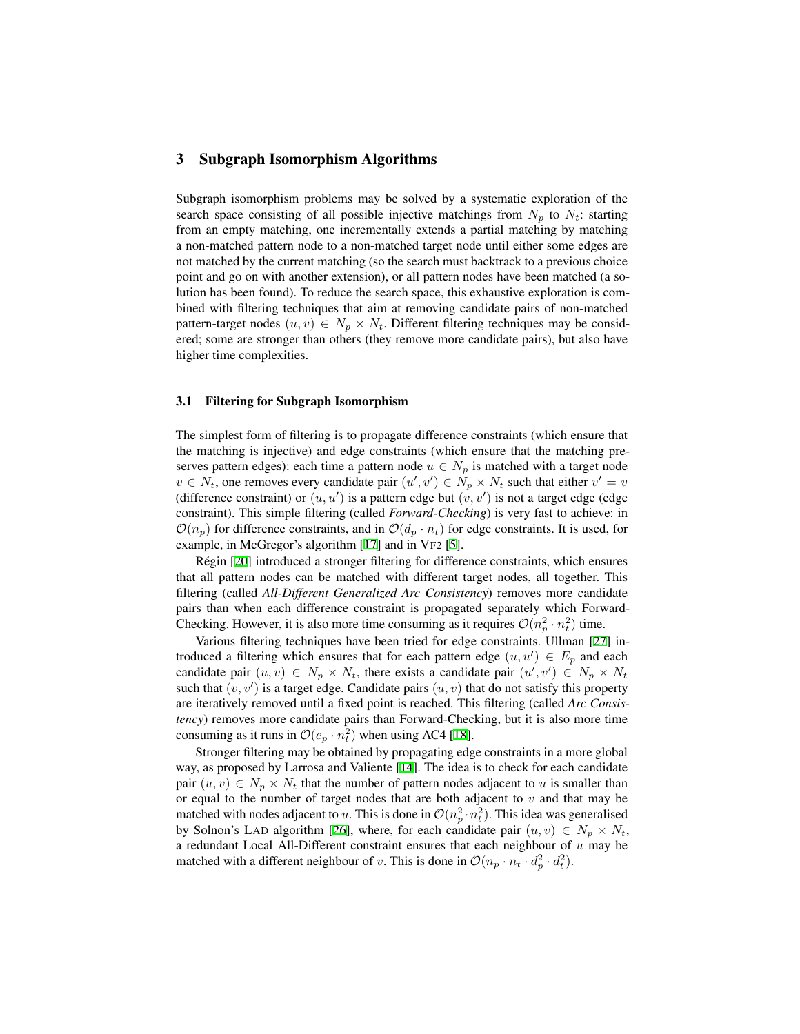## 3 Subgraph Isomorphism Algorithms

Subgraph isomorphism problems may be solved by a systematic exploration of the search space consisting of all possible injective matchings from $N_p$ to $N_t$: starting from an empty matching, one incrementally extends a partial matching by matching a non-matched pattern node to a non-matched target node until either some edges are not matched by the current matching (so the search must backtrack to a previous choice point and go on with another extension), or all pattern nodes have been matched (a solution has been found). To reduce the search space, this exhaustive exploration is combined with filtering techniques that aim at removing candidate pairs of non-matched pattern-target nodes $(u, v) \in N_p \times N_t$. Different filtering techniques may be considered; some are stronger than others (they remove more candidate pairs), but also have higher time complexities.

### 3.1 Filtering for Subgraph Isomorphism

The simplest form of filtering is to propagate difference constraints (which ensure that the matching is injective) and edge constraints (which ensure that the matching preserves pattern edges): each time a pattern node $u \in N_p$ is matched with a target node $v \in N_t$, one removes every candidate pair $(u', v') \in N_p \times N_t$ such that either $v' = v$ (difference constraint) or $(u, u')$ is a pattern edge but $(v, v')$ is not a target edge (edge constraint). This simple filtering (called *Forward-Checking*) is very fast to achieve: in $\mathcal{O}(n_p)$ for difference constraints, and in $\mathcal{O}(d_p \cdot n_t)$ for edge constraints. It is used, for example, in McGregor's algorithm [17] and in VF2 [5].

Régin [20] introduced a stronger filtering for difference constraints, which ensures that all pattern nodes can be matched with different target nodes, all together. This filtering (called *All-Different Generalized Arc Consistency*) removes more candidate pairs than when each difference constraint is propagated separately which Forward-Checking. However, it is also more time consuming as it requires $\mathcal{O}(n_p^2 \cdot n_t^2)$ time.

Various filtering techniques have been tried for edge constraints. Ullman [27] introduced a filtering which ensures that for each pattern edge $(u, u') \in E_p$ and each candidate pair $(u, v) \in N_p \times N_t$, there exists a candidate pair $(u', v') \in N_p \times N_t$ such that $(v, v')$ is a target edge. Candidate pairs $(u, v)$ that do not satisfy this property are iteratively removed until a fixed point is reached. This filtering (called *Arc Consistency*) removes more candidate pairs than Forward-Checking, but it is also more time consuming as it runs in $\mathcal{O}(e_p \cdot n_t^2)$ when using AC4 [18].

Stronger filtering may be obtained by propagating edge constraints in a more global way, as proposed by Larrosa and Valiente [14]. The idea is to check for each candidate pair $(u, v) \in N_p \times N_t$ that the number of pattern nodes adjacent to $u$ is smaller than or equal to the number of target nodes that are both adjacent to $v$ and that may be matched with nodes adjacent to $u$. This is done in $\mathcal{O}(n_p^2 \cdot n_t^2)$. This idea was generalised by Solnon's LAD algorithm [26], where, for each candidate pair $(u, v) \in N_p \times N_t$, a redundant Local All-Different constraint ensures that each neighbour of $u$ may be matched with a different neighbour of $v$. This is done in $\mathcal{O}(n_p \cdot n_t \cdot d_p^2 \cdot d_t^2)$.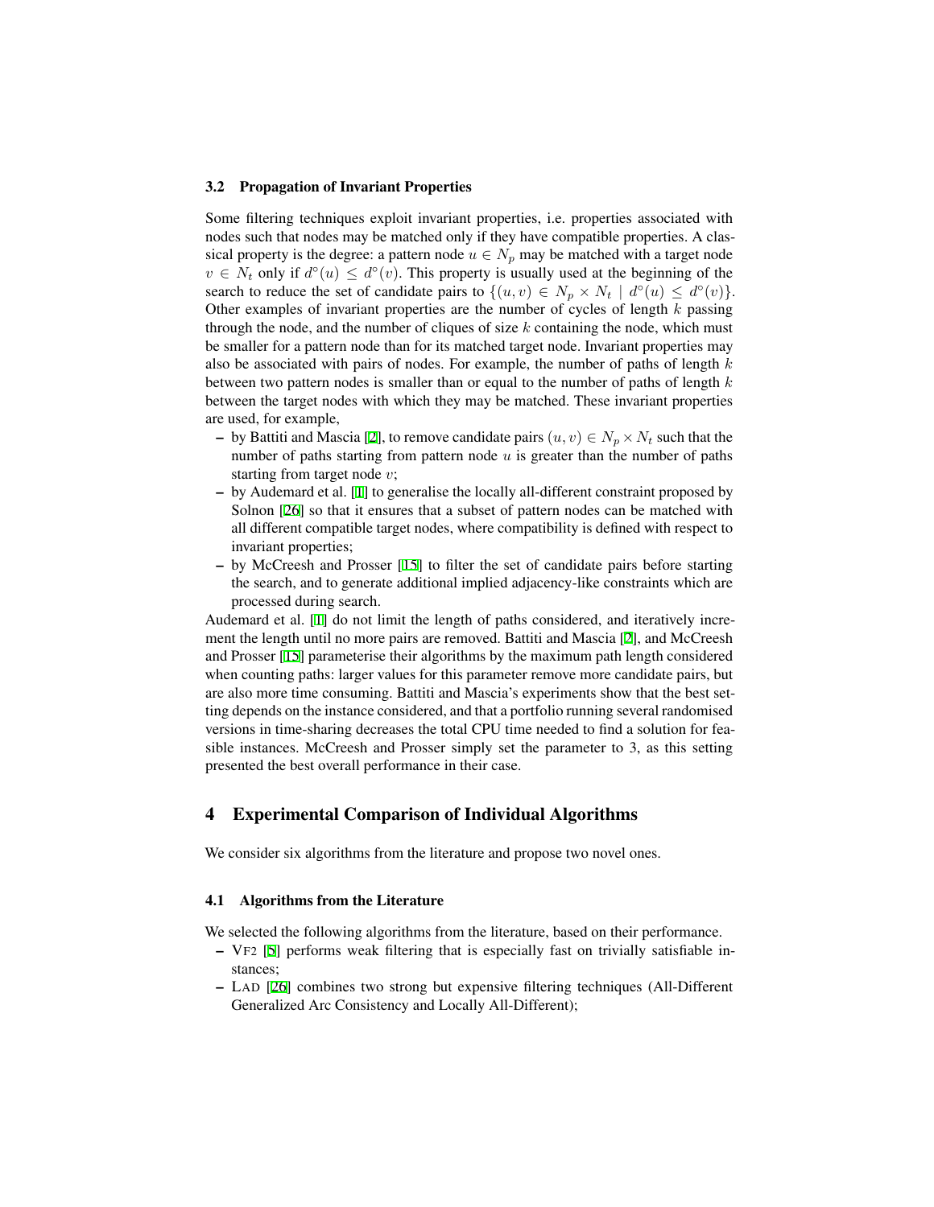### 3.2 Propagation of Invariant Properties

Some filtering techniques exploit invariant properties, i.e. properties associated with nodes such that nodes may be matched only if they have compatible properties. A classical property is the degree: a pattern node $u \in N_p$ may be matched with a target node $v \in N_t$ only if $d^\circ(u) \leq d^\circ(v)$. This property is usually used at the beginning of the search to reduce the set of candidate pairs to $\{(u, v) \in N_p \times N_t \mid d^\circ(u) \leq d^\circ(v)\}$. Other examples of invariant properties are the number of cycles of length $k$ passing through the node, and the number of cliques of size $k$ containing the node, which must be smaller for a pattern node than for its matched target node. Invariant properties may also be associated with pairs of nodes. For example, the number of paths of length $k$ between two pattern nodes is smaller than or equal to the number of paths of length $k$ between the target nodes with which they may be matched. These invariant properties are used, for example,

- by Battiti and Mascia [2], to remove candidate pairs $(u, v) \in N_p \times N_t$ such that the number of paths starting from pattern node $u$ is greater than the number of paths starting from target node $v$;
- by Audemard et al. [1] to generalise the locally all-different constraint proposed by Solnon [26] so that it ensures that a subset of pattern nodes can be matched with all different compatible target nodes, where compatibility is defined with respect to invariant properties;
- by McCreesh and Prosser [15] to filter the set of candidate pairs before starting the search, and to generate additional implied adjacency-like constraints which are processed during search.

Audemard et al. [1] do not limit the length of paths considered, and iteratively increment the length until no more pairs are removed. Battiti and Mascia [2], and McCreesh and Prosser [15] parameterise their algorithms by the maximum path length considered when counting paths: larger values for this parameter remove more candidate pairs, but are also more time consuming. Battiti and Mascia's experiments show that the best setting depends on the instance considered, and that a portfolio running several randomised versions in time-sharing decreases the total CPU time needed to find a solution for feasible instances. McCreesh and Prosser simply set the parameter to 3, as this setting presented the best overall performance in their case.

## 4 Experimental Comparison of Individual Algorithms

We consider six algorithms from the literature and propose two novel ones.

### 4.1 Algorithms from the Literature

We selected the following algorithms from the literature, based on their performance.

- VF2 [5] performs weak filtering that is especially fast on trivially satisfiable instances;
- LAD [26] combines two strong but expensive filtering techniques (All-Different Generalized Arc Consistency and Locally All-Different);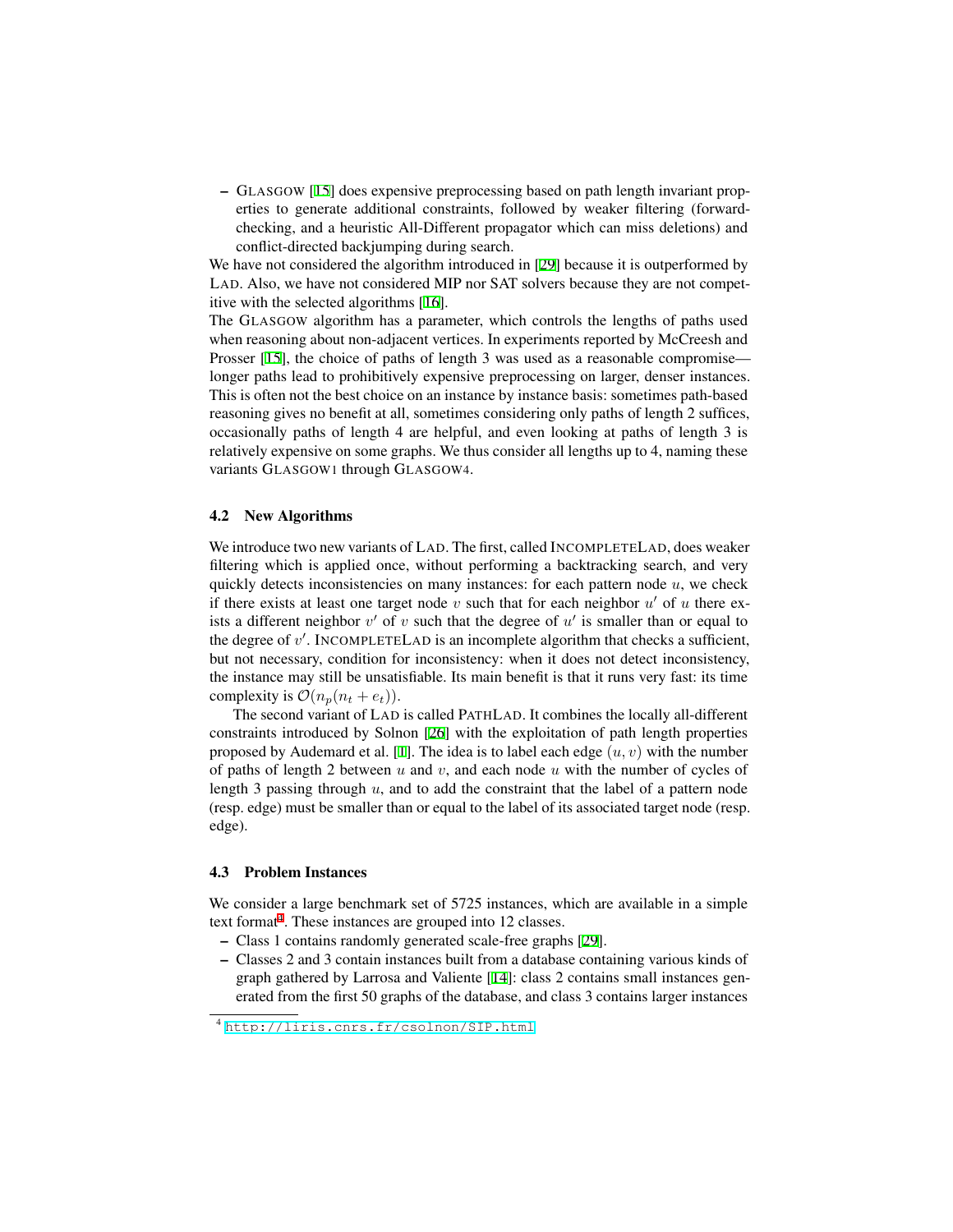- Glasgow [15] does expensive preprocessing based on path length invariant properties to generate additional constraints, followed by weaker filtering (forward-checking, and a heuristic All-Different propagator which can miss deletions) and conflict-directed backjumping during search.

We have not considered the algorithm introduced in [29] because it is outperformed by Lad. Also, we have not considered MIP nor SAT solvers because they are not competitive with the selected algorithms [16].

The Glasgow algorithm has a parameter, which controls the lengths of paths used when reasoning about non-adjacent vertices. In experiments reported by McCreesh and Prosser [15], the choice of paths of length 3 was used as a reasonable compromise—longer paths lead to prohibitively expensive preprocessing on larger, denser instances. This is often not the best choice on an instance by instance basis: sometimes path-based reasoning gives no benefit at all, sometimes considering only paths of length 2 suffices, occasionally paths of length 4 are helpful, and even looking at paths of length 3 is relatively expensive on some graphs. We thus consider all lengths up to 4, naming these variants Glasgow1 through Glasgow4.

### 4.2 New Algorithms

We introduce two new variants of Lad. The first, called IncompleteLad, does weaker filtering which is applied once, without performing a backtracking search, and very quickly detects inconsistencies on many instances: for each pattern node $u$, we check if there exists at least one target node $v$ such that for each neighbor $u'$ of $u$ there exists a different neighbor $v'$ of $v$ such that the degree of $u'$ is smaller than or equal to the degree of $v'$. IncompleteLad is an incomplete algorithm that checks a sufficient, but not necessary, condition for inconsistency: when it does not detect inconsistency, the instance may still be unsatisfiable. Its main benefit is that it runs very fast: its time complexity is $\mathcal{O}(n_p(n_t + e_t))$.

The second variant of Lad is called PathLad. It combines the locally all-different constraints introduced by Solnon [26] with the exploitation of path length properties proposed by Audemard et al. [1]. The idea is to label each edge $(u, v)$ with the number of paths of length 2 between $u$ and $v$, and each node $u$ with the number of cycles of length 3 passing through $u$, and to add the constraint that the label of a pattern node (resp. edge) must be smaller than or equal to the label of its associated target node (resp. edge).

### 4.3 Problem Instances

We consider a large benchmark set of 5725 instances, which are available in a simple text format[4]. These instances are grouped into 12 classes.

- Class 1 contains randomly generated scale-free graphs [29].
- Classes 2 and 3 contain instances built from a database containing various kinds of graph gathered by Larrosa and Valiente [14]: class 2 contains small instances generated from the first 50 graphs of the database, and class 3 contains larger instances

[4] http://liris.cnrs.fr/csolnon/SIP.html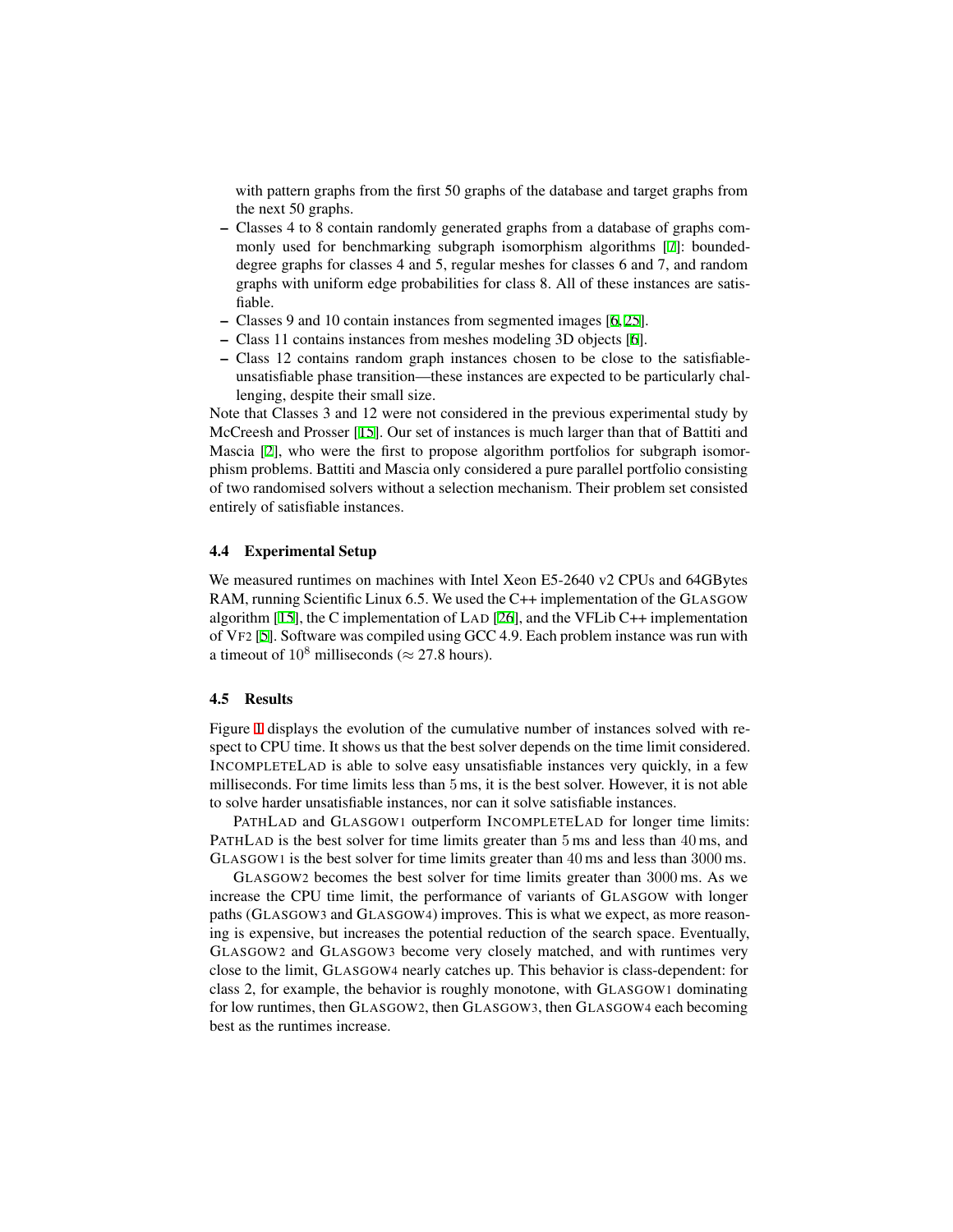with pattern graphs from the first 50 graphs of the database and target graphs from the next 50 graphs.

- Classes 4 to 8 contain randomly generated graphs from a database of graphs commonly used for benchmarking subgraph isomorphism algorithms [7]: bounded-degree graphs for classes 4 and 5, regular meshes for classes 6 and 7, and random graphs with uniform edge probabilities for class 8. All of these instances are satisfiable.
- Classes 9 and 10 contain instances from segmented images [6,25].
- Class 11 contains instances from meshes modeling 3D objects [6].
- Class 12 contains random graph instances chosen to be close to the satisfiable-unsatisfiable phase transition—these instances are expected to be particularly challenging, despite their small size.

Note that Classes 3 and 12 were not considered in the previous experimental study by McCreesh and Prosser [15]. Our set of instances is much larger than that of Battiti and Mascia [2], who were the first to propose algorithm portfolios for subgraph isomorphism problems. Battiti and Mascia only considered a pure parallel portfolio consisting of two randomised solvers without a selection mechanism. Their problem set consisted entirely of satisfiable instances.

### 4.4 Experimental Setup

We measured runtimes on machines with Intel Xeon E5-2640 v2 CPUs and 64GBytes RAM, running Scientific Linux 6.5. We used the C++ implementation of the GLASGOW algorithm [15], the C implementation of LAD [26], and the VFLib C++ implementation of VF2 [5]. Software was compiled using GCC 4.9. Each problem instance was run with a timeout of $10^8$ milliseconds ($\approx 27.8$ hours).

### 4.5 Results

Figure 1 displays the evolution of the cumulative number of instances solved with respect to CPU time. It shows us that the best solver depends on the time limit considered. INCOMPLETELAD is able to solve easy unsatisfiable instances very quickly, in a few milliseconds. For time limits less than 5 ms, it is the best solver. However, it is not able to solve harder unsatisfiable instances, nor can it solve satisfiable instances.

PATHLAD and GLASGOW1 outperform INCOMPLETELAD for longer time limits: PATHLAD is the best solver for time limits greater than 5 ms and less than 40 ms, and GLASGOW1 is the best solver for time limits greater than 40 ms and less than 3000 ms.

GLASGOW2 becomes the best solver for time limits greater than 3000 ms. As we increase the CPU time limit, the performance of variants of GLASGOW with longer paths (GLASGOW3 and GLASGOW4) improves. This is what we expect, as more reasoning is expensive, but increases the potential reduction of the search space. Eventually, GLASGOW2 and GLASGOW3 become very closely matched, and with runtimes very close to the limit, GLASGOW4 nearly catches up. This behavior is class-dependent: for class 2, for example, the behavior is roughly monotone, with GLASGOW1 dominating for low runtimes, then GLASGOW2, then GLASGOW3, then GLASGOW4 each becoming best as the runtimes increase.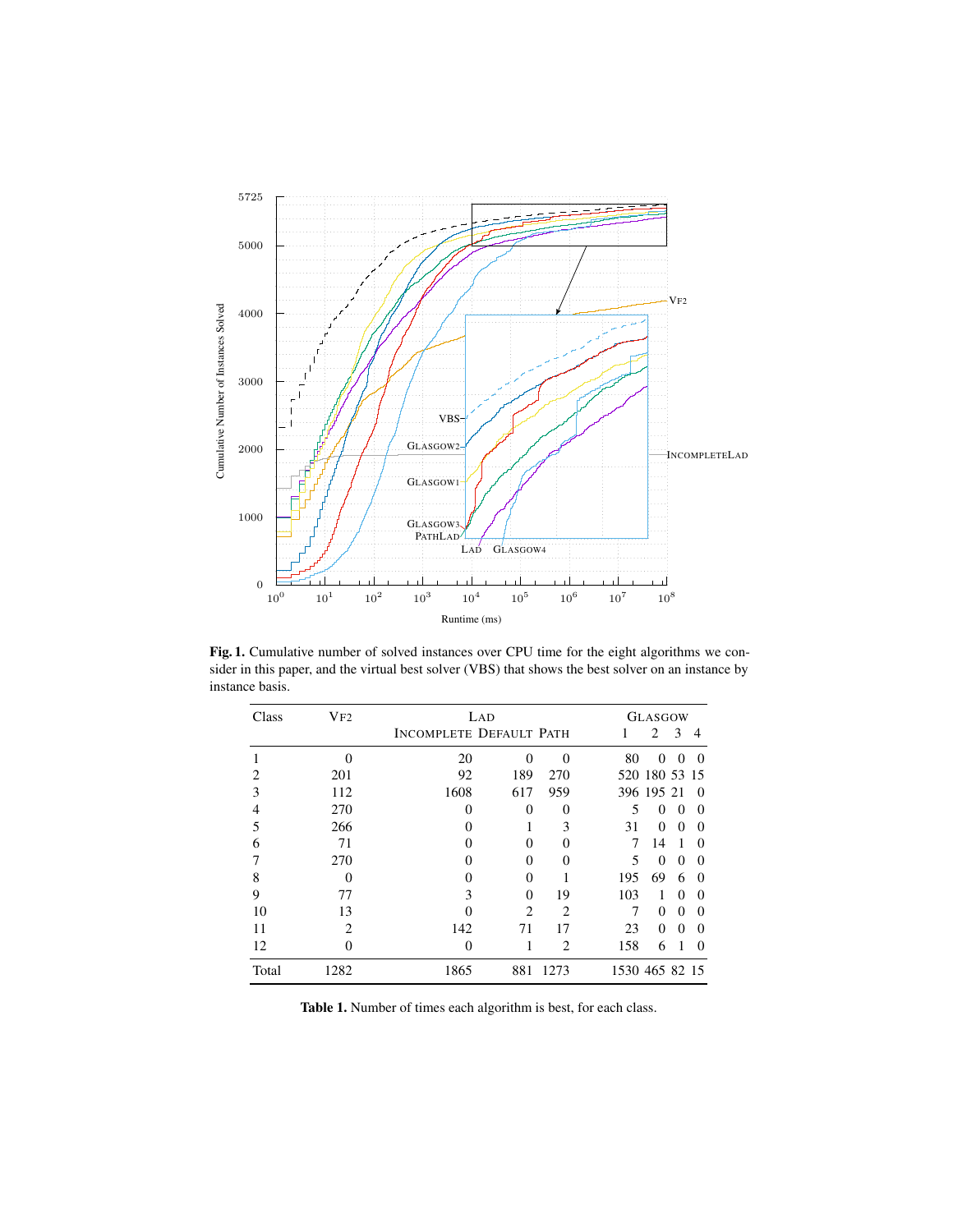Fig. 1. Cumulative number of solved instances over CPU time for the eight algorithms we consider in this paper, and the virtual best solver (VBS) that shows the best solver on an instance by instance basis.

| Class | VF2 | LAD | | | GLASGOW | | | |
|---|---|---|---|---|---|---|---|---|
| | | INCOMPLETE | DEFAULT | PATH | 1 | 2 | 3 | 4 |
| 1 | 0 | 20 | 0 | 0 | 80 | 0 | 0 | 0 |
| 2 | 201 | 92 | 189 | 270 | 520 | 180 | 53 | 15 |
| 3 | 112 | 1608 | 617 | 959 | 396 | 195 | 21 | 0 |
| 4 | 270 | 0 | 0 | 0 | 5 | 0 | 0 | 0 |
| 5 | 266 | 0 | 1 | 3 | 31 | 0 | 0 | 0 |
| 6 | 71 | 0 | 0 | 0 | 7 | 14 | 1 | 0 |
| 7 | 270 | 0 | 0 | 0 | 5 | 0 | 0 | 0 |
| 8 | 0 | 0 | 0 | 1 | 195 | 69 | 6 | 0 |
| 9 | 77 | 3 | 0 | 19 | 103 | 1 | 0 | 0 |
| 10 | 13 | 0 | 2 | 2 | 7 | 0 | 0 | 0 |
| 11 | 2 | 142 | 71 | 17 | 23 | 0 | 0 | 0 |
| 12 | 0 | 0 | 1 | 2 | 158 | 6 | 1 | 0 |
| Total | 1282 | 1865 | 881 | 1273 | 1530 | 465 | 82 | 15 |

Table 1. Number of times each algorithm is best, for each class.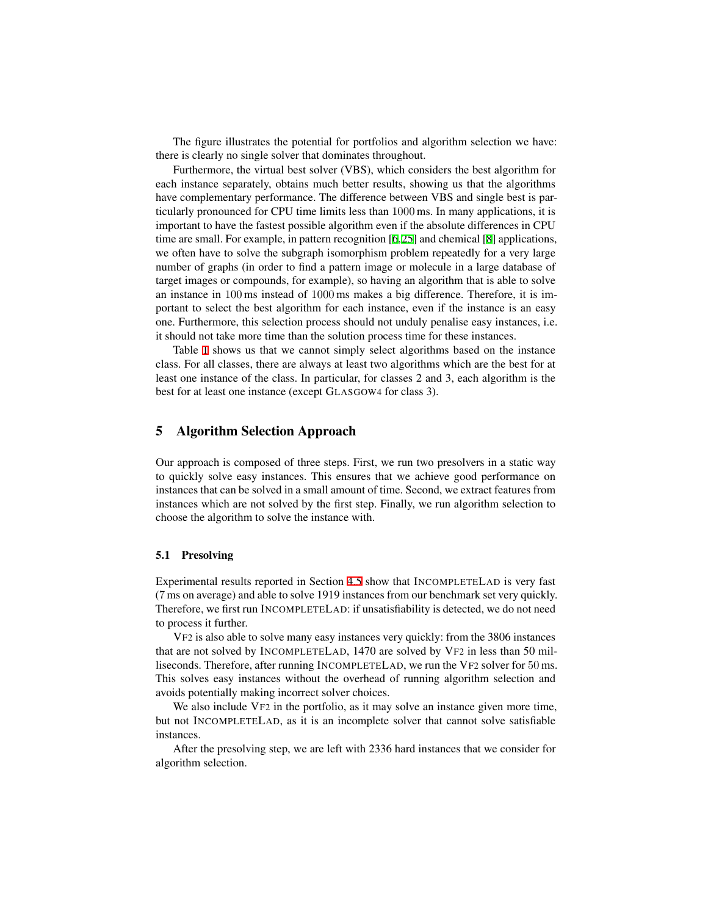The figure illustrates the potential for portfolios and algorithm selection we have: there is clearly no single solver that dominates throughout.

Furthermore, the virtual best solver (VBS), which considers the best algorithm for each instance separately, obtains much better results, showing us that the algorithms have complementary performance. The difference between VBS and single best is particularly pronounced for CPU time limits less than 1000 ms. In many applications, it is important to have the fastest possible algorithm even if the absolute differences in CPU time are small. For example, in pattern recognition [6,25] and chemical [8] applications, we often have to solve the subgraph isomorphism problem repeatedly for a very large number of graphs (in order to find a pattern image or molecule in a large database of target images or compounds, for example), so having an algorithm that is able to solve an instance in 100 ms instead of 1000 ms makes a big difference. Therefore, it is important to select the best algorithm for each instance, even if the instance is an easy one. Furthermore, this selection process should not unduly penalise easy instances, i.e. it should not take more time than the solution process time for these instances.

Table 1 shows us that we cannot simply select algorithms based on the instance class. For all classes, there are always at least two algorithms which are the best for at least one instance of the class. In particular, for classes 2 and 3, each algorithm is the best for at least one instance (except GLASGOW4 for class 3).

## 5 Algorithm Selection Approach

Our approach is composed of three steps. First, we run two presolvers in a static way to quickly solve easy instances. This ensures that we achieve good performance on instances that can be solved in a small amount of time. Second, we extract features from instances which are not solved by the first step. Finally, we run algorithm selection to choose the algorithm to solve the instance with.

### 5.1 Presolving

Experimental results reported in Section 4.5 show that INCOMPLETELAD is very fast (7 ms on average) and able to solve 1919 instances from our benchmark set very quickly. Therefore, we first run INCOMPLETELAD: if unsatisfiability is detected, we do not need to process it further.

VF2 is also able to solve many easy instances very quickly: from the 3806 instances that are not solved by INCOMPLETELAD, 1470 are solved by VF2 in less than 50 milliseconds. Therefore, after running INCOMPLETELAD, we run the VF2 solver for 50 ms. This solves easy instances without the overhead of running algorithm selection and avoids potentially making incorrect solver choices.

We also include VF2 in the portfolio, as it may solve an instance given more time, but not INCOMPLETELAD, as it is an incomplete solver that cannot solve satisfiable instances.

After the presolving step, we are left with 2336 hard instances that we consider for algorithm selection.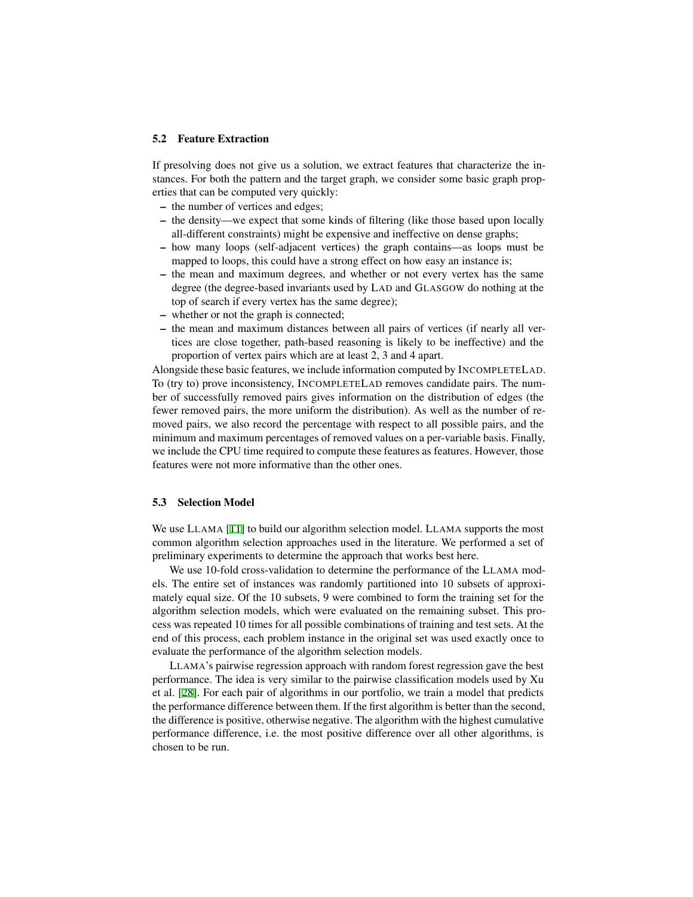### 5.2 Feature Extraction

If presolving does not give us a solution, we extract features that characterize the instances. For both the pattern and the target graph, we consider some basic graph properties that can be computed very quickly:

- the number of vertices and edges;
- the density—we expect that some kinds of filtering (like those based upon locally all-different constraints) might be expensive and ineffective on dense graphs;
- how many loops (self-adjacent vertices) the graph contains—as loops must be mapped to loops, this could have a strong effect on how easy an instance is;
- the mean and maximum degrees, and whether or not every vertex has the same degree (the degree-based invariants used by LAD and GLASGOW do nothing at the top of search if every vertex has the same degree);
- whether or not the graph is connected;
- the mean and maximum distances between all pairs of vertices (if nearly all vertices are close together, path-based reasoning is likely to be ineffective) and the proportion of vertex pairs which are at least 2, 3 and 4 apart.

Alongside these basic features, we include information computed by INCOMPLETELAD. To (try to) prove inconsistency, INCOMPLETELAD removes candidate pairs. The number of successfully removed pairs gives information on the distribution of edges (the fewer removed pairs, the more uniform the distribution). As well as the number of removed pairs, we also record the percentage with respect to all possible pairs, and the minimum and maximum percentages of removed values on a per-variable basis. Finally, we include the CPU time required to compute these features as features. However, those features were not more informative than the other ones.

### 5.3 Selection Model

We use LLAMA [11] to build our algorithm selection model. LLAMA supports the most common algorithm selection approaches used in the literature. We performed a set of preliminary experiments to determine the approach that works best here.

We use 10-fold cross-validation to determine the performance of the LLAMA models. The entire set of instances was randomly partitioned into 10 subsets of approximately equal size. Of the 10 subsets, 9 were combined to form the training set for the algorithm selection models, which were evaluated on the remaining subset. This process was repeated 10 times for all possible combinations of training and test sets. At the end of this process, each problem instance in the original set was used exactly once to evaluate the performance of the algorithm selection models.

LLAMA's pairwise regression approach with random forest regression gave the best performance. The idea is very similar to the pairwise classification models used by Xu et al. [28]. For each pair of algorithms in our portfolio, we train a model that predicts the performance difference between them. If the first algorithm is better than the second, the difference is positive, otherwise negative. The algorithm with the highest cumulative performance difference, i.e. the most positive difference over all other algorithms, is chosen to be run.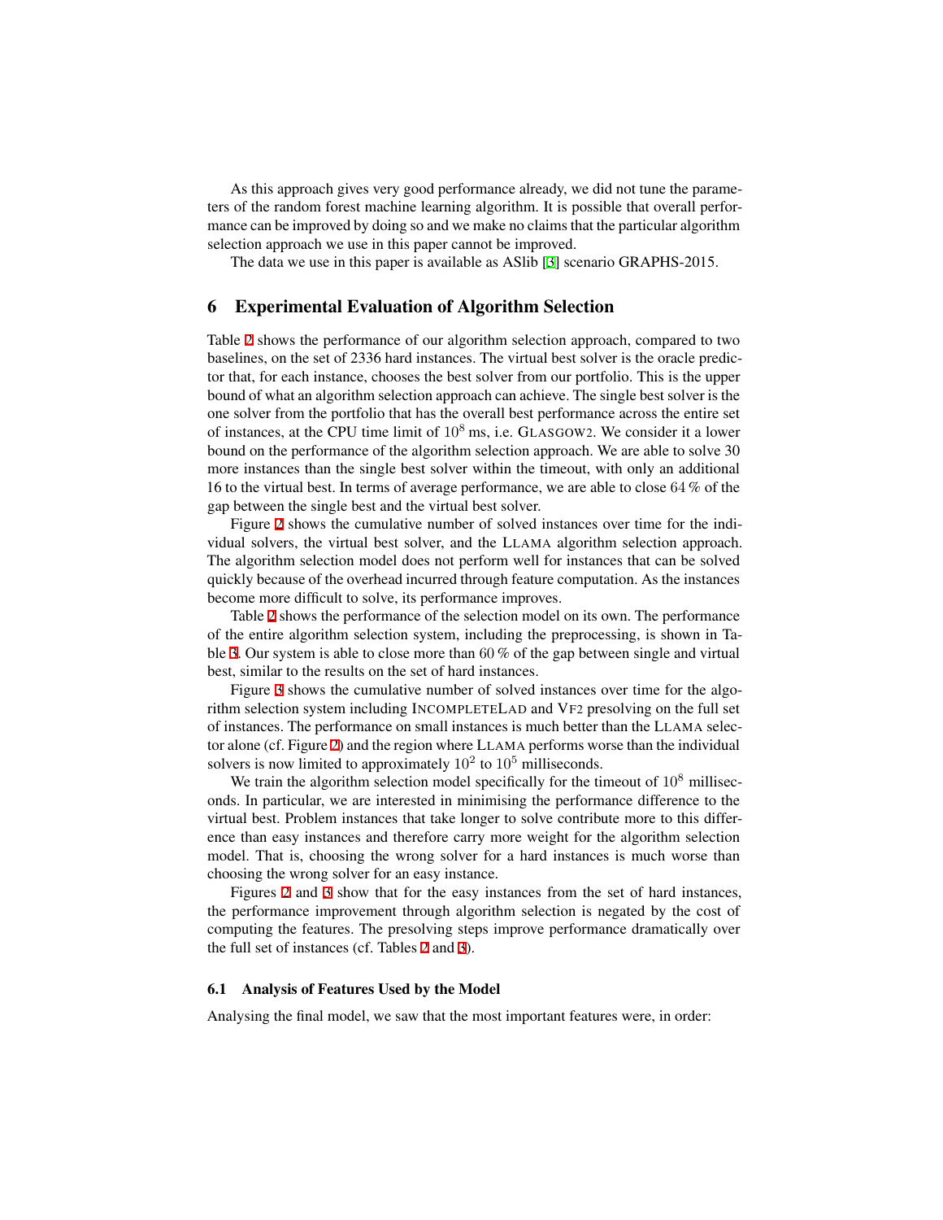As this approach gives very good performance already, we did not tune the parameters of the random forest machine learning algorithm. It is possible that overall performance can be improved by doing so and we make no claims that the particular algorithm selection approach we use in this paper cannot be improved.

The data we use in this paper is available as ASlib [3] scenario GRAPHS-2015.

## 6 Experimental Evaluation of Algorithm Selection

Table 2 shows the performance of our algorithm selection approach, compared to two baselines, on the set of 2336 hard instances. The virtual best solver is the oracle predictor that, for each instance, chooses the best solver from our portfolio. This is the upper bound of what an algorithm selection approach can achieve. The single best solver is the one solver from the portfolio that has the overall best performance across the entire set of instances, at the CPU time limit of $10^8$ ms, i.e. GLASGOW2. We consider it a lower bound on the performance of the algorithm selection approach. We are able to solve 30 more instances than the single best solver within the timeout, with only an additional 16 to the virtual best. In terms of average performance, we are able to close 64 % of the gap between the single best and the virtual best solver.

Figure 2 shows the cumulative number of solved instances over time for the individual solvers, the virtual best solver, and the LLAMA algorithm selection approach. The algorithm selection model does not perform well for instances that can be solved quickly because of the overhead incurred through feature computation. As the instances become more difficult to solve, its performance improves.

Table 2 shows the performance of the selection model on its own. The performance of the entire algorithm selection system, including the preprocessing, is shown in Table 3. Our system is able to close more than 60 % of the gap between single and virtual best, similar to the results on the set of hard instances.

Figure 3 shows the cumulative number of solved instances over time for the algorithm selection system including INCOMPLETELAD and VF2 presolving on the full set of instances. The performance on small instances is much better than the LLAMA selector alone (cf. Figure 2) and the region where LLAMA performs worse than the individual solvers is now limited to approximately $10^2$ to $10^5$ milliseconds.

We train the algorithm selection model specifically for the timeout of $10^8$ milliseconds. In particular, we are interested in minimising the performance difference to the virtual best. Problem instances that take longer to solve contribute more to this difference than easy instances and therefore carry more weight for the algorithm selection model. That is, choosing the wrong solver for a hard instances is much worse than choosing the wrong solver for an easy instance.

Figures 2 and 3 show that for the easy instances from the set of hard instances, the performance improvement through algorithm selection is negated by the cost of computing the features. The presolving steps improve performance dramatically over the full set of instances (cf. Tables 2 and 3).

### 6.1 Analysis of Features Used by the Model

Analysing the final model, we saw that the most important features were, in order: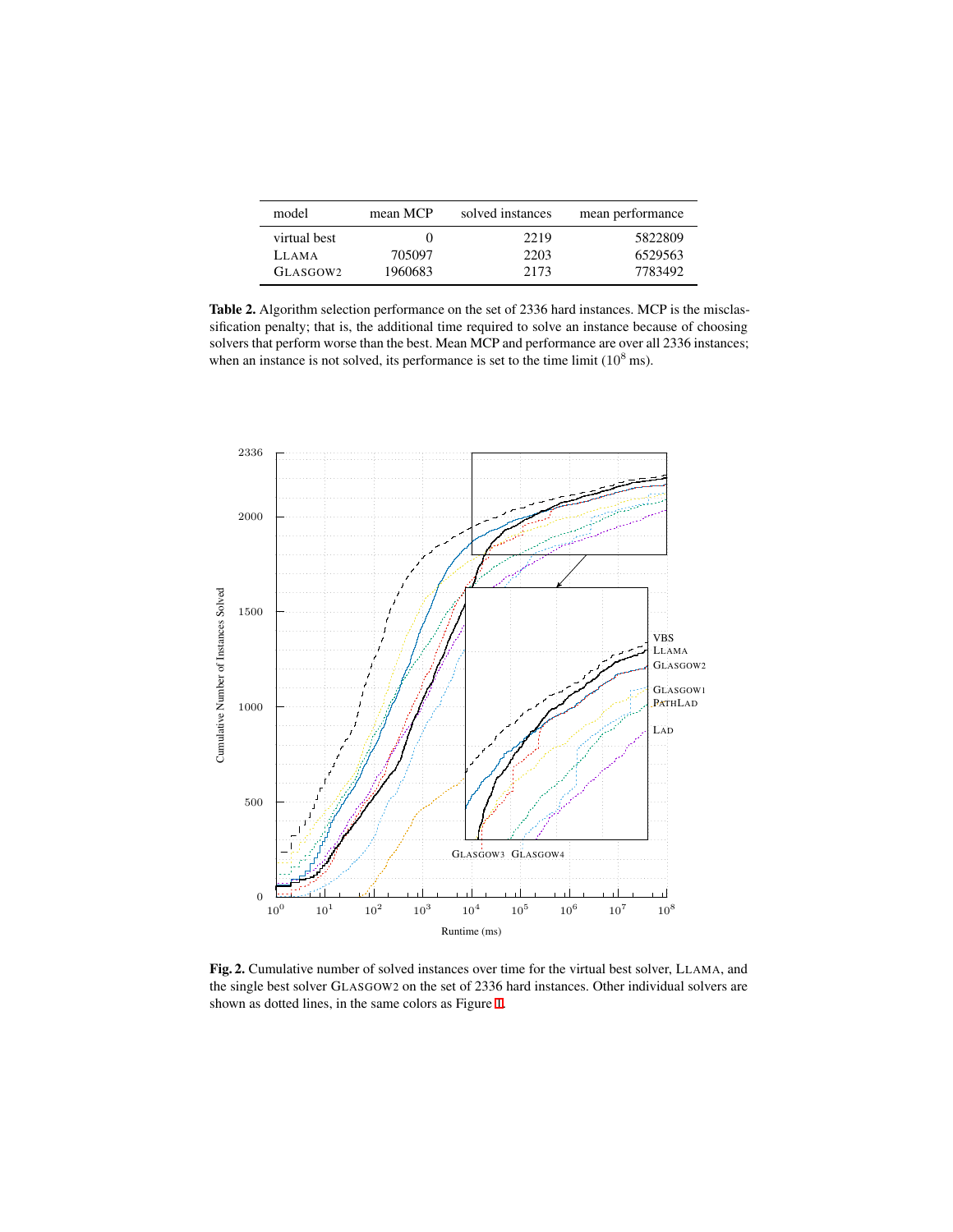| model | mean MCP | solved instances | mean performance |
|---|---|---|---|
| virtual best | 0 | 2219 | 5822809 |
| LLAMA | 705097 | 2203 | 6529563 |
| GLASGOW2 | 1960683 | 2173 | 7783492 |

**Table 2.** Algorithm selection performance on the set of 2336 hard instances. MCP is the misclassification penalty; that is, the additional time required to solve an instance because of choosing solvers that perform worse than the best. Mean MCP and performance are over all 2336 instances; when an instance is not solved, its performance is set to the time limit ($10^8$ ms).

**Fig. 2.** Cumulative number of solved instances over time for the virtual best solver, LLAMA, and the single best solver GLASGOW2 on the set of 2336 hard instances. Other individual solvers are shown as dotted lines, in the same colors as Figure 1.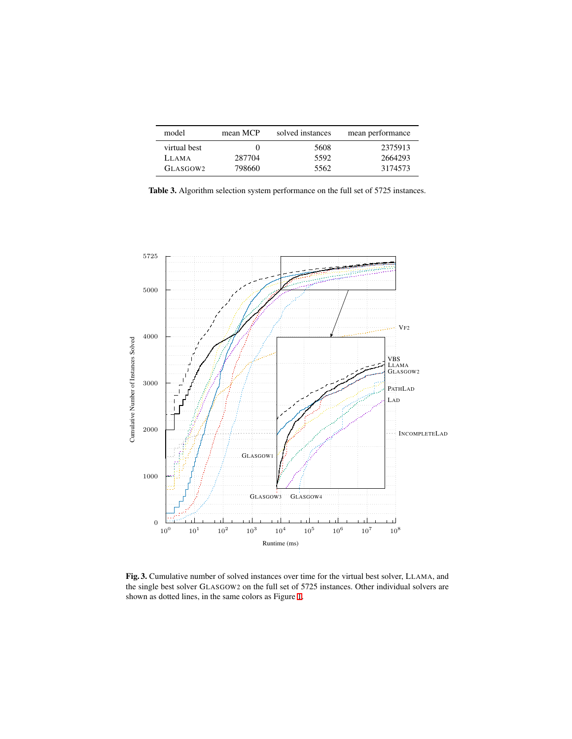| model | mean MCP | solved instances | mean performance |
|---|---|---|---|
| virtual best | 0 | 5608 | 2375913 |
| LLAMA | 287704 | 5592 | 2664293 |
| GLASGOW2 | 798660 | 5562 | 3174573 |

**Table 3.** Algorithm selection system performance on the full set of 5725 instances.

**Fig. 3.** Cumulative number of solved instances over time for the virtual best solver, LLAMA, and the single best solver GLASGOW2 on the full set of 5725 instances. Other individual solvers are shown as dotted lines, in the same colors as Figure 1.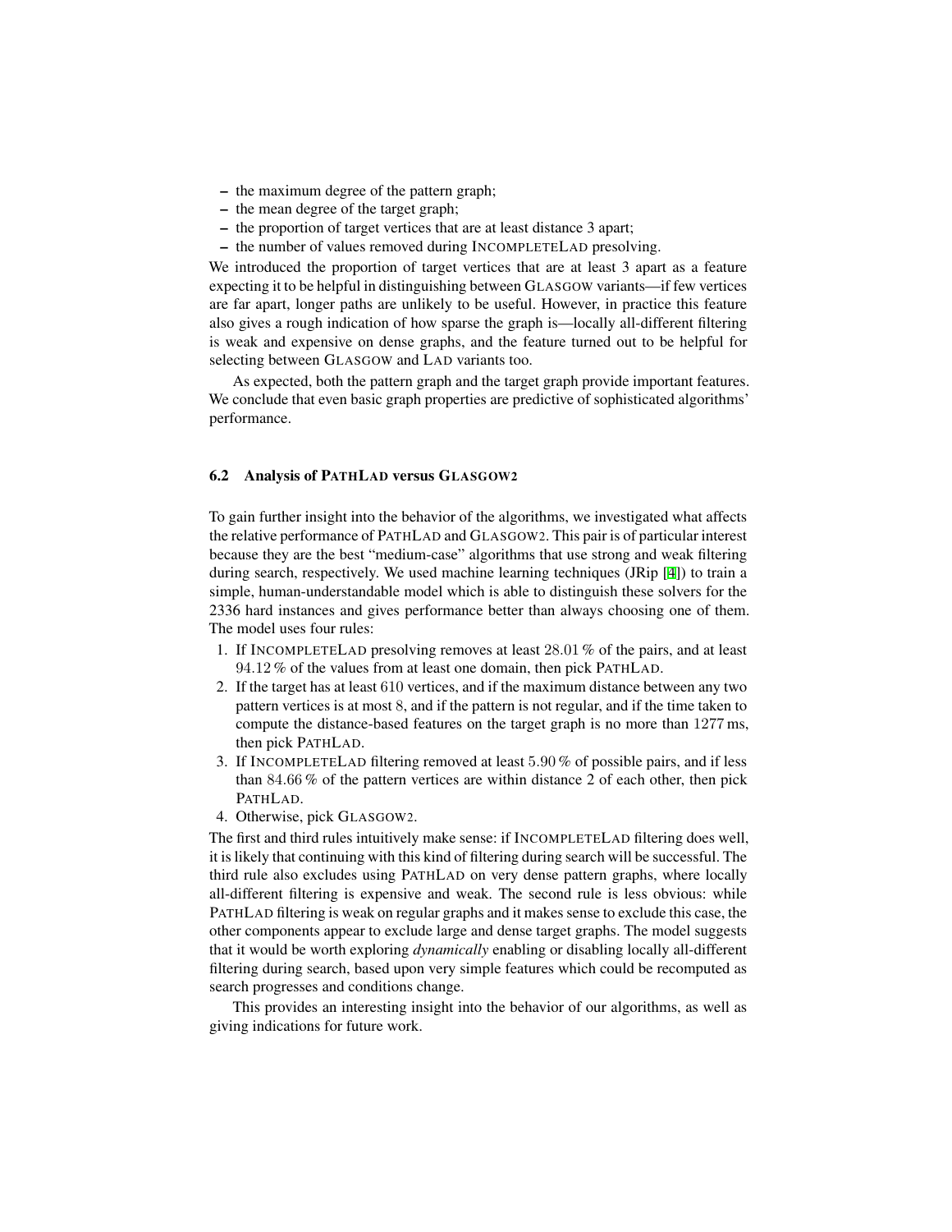- the maximum degree of the pattern graph;
- the mean degree of the target graph;
- the proportion of target vertices that are at least distance 3 apart;
- the number of values removed during INCOMPLETELAD presolving.

We introduced the proportion of target vertices that are at least 3 apart as a feature expecting it to be helpful in distinguishing between GLASGOW variants—if few vertices are far apart, longer paths are unlikely to be useful. However, in practice this feature also gives a rough indication of how sparse the graph is—locally all-different filtering is weak and expensive on dense graphs, and the feature turned out to be helpful for selecting between GLASGOW and LAD variants too.

As expected, both the pattern graph and the target graph provide important features. We conclude that even basic graph properties are predictive of sophisticated algorithms' performance.

### 6.2 Analysis of PATHLAD versus GLASGOW2

To gain further insight into the behavior of the algorithms, we investigated what affects the relative performance of PATHLAD and GLASGOW2. This pair is of particular interest because they are the best "medium-case" algorithms that use strong and weak filtering during search, respectively. We used machine learning techniques (JRip [4]) to train a simple, human-understandable model which is able to distinguish these solvers for the 2336 hard instances and gives performance better than always choosing one of them. The model uses four rules:

1. If INCOMPLETELAD presolving removes at least $28.01$ % of the pairs, and at least $94.12$ % of the values from at least one domain, then pick PATHLAD.
2. If the target has at least $610$ vertices, and if the maximum distance between any two pattern vertices is at most $8$, and if the pattern is not regular, and if the time taken to compute the distance-based features on the target graph is no more than $1277$ ms, then pick PATHLAD.
3. If INCOMPLETELAD filtering removed at least $5.90$ % of possible pairs, and if less than $84.66$ % of the pattern vertices are within distance 2 of each other, then pick PATHLAD.
4. Otherwise, pick GLASGOW2.

The first and third rules intuitively make sense: if INCOMPLETELAD filtering does well, it is likely that continuing with this kind of filtering during search will be successful. The third rule also excludes using PATHLAD on very dense pattern graphs, where locally all-different filtering is expensive and weak. The second rule is less obvious: while PATHLAD filtering is weak on regular graphs and it makes sense to exclude this case, the other components appear to exclude large and dense target graphs. The model suggests that it would be worth exploring *dynamically* enabling or disabling locally all-different filtering during search, based upon very simple features which could be recomputed as search progresses and conditions change.

This provides an interesting insight into the behavior of our algorithms, as well as giving indications for future work.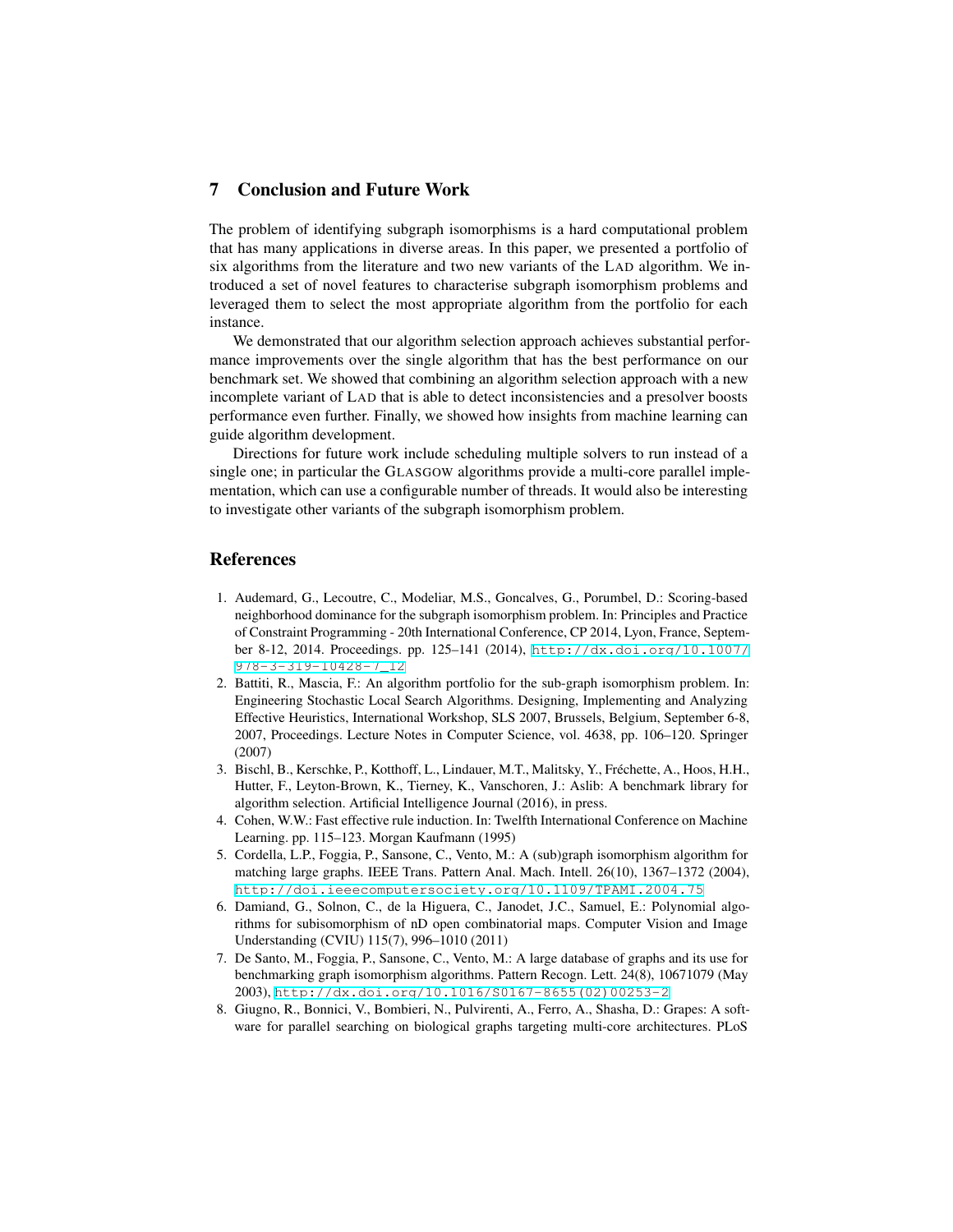## 7 Conclusion and Future Work

The problem of identifying subgraph isomorphisms is a hard computational problem that has many applications in diverse areas. In this paper, we presented a portfolio of six algorithms from the literature and two new variants of the LAD algorithm. We introduced a set of novel features to characterise subgraph isomorphism problems and leveraged them to select the most appropriate algorithm from the portfolio for each instance.

We demonstrated that our algorithm selection approach achieves substantial performance improvements over the single algorithm that has the best performance on our benchmark set. We showed that combining an algorithm selection approach with a new incomplete variant of LAD that is able to detect inconsistencies and a presolver boosts performance even further. Finally, we showed how insights from machine learning can guide algorithm development.

Directions for future work include scheduling multiple solvers to run instead of a single one; in particular the GLASGOW algorithms provide a multi-core parallel implementation, which can use a configurable number of threads. It would also be interesting to investigate other variants of the subgraph isomorphism problem.

## References

1. Audemard, G., Lecoutre, C., Modeliar, M.S., Goncalves, G., Porumbel, D.: Scoring-based neighborhood dominance for the subgraph isomorphism problem. In: Principles and Practice of Constraint Programming - 20th International Conference, CP 2014, Lyon, France, September 8-12, 2014. Proceedings. pp. 125–141 (2014), http://dx.doi.org/10.1007/978-3-319-10428-7_12
2. Battiti, R., Mascia, F.: An algorithm portfolio for the sub-graph isomorphism problem. In: Engineering Stochastic Local Search Algorithms. Designing, Implementing and Analyzing Effective Heuristics, International Workshop, SLS 2007, Brussels, Belgium, September 6-8, 2007, Proceedings. Lecture Notes in Computer Science, vol. 4638, pp. 106–120. Springer (2007)
3. Bischl, B., Kerschke, P., Kotthoff, L., Lindauer, M.T., Malitsky, Y., Fréchette, A., Hoos, H.H., Hutter, F., Leyton-Brown, K., Tierney, K., Vanschoren, J.: Aslib: A benchmark library for algorithm selection. Artificial Intelligence Journal (2016), in press.
4. Cohen, W.W.: Fast effective rule induction. In: Twelfth International Conference on Machine Learning. pp. 115–123. Morgan Kaufmann (1995)
5. Cordella, L.P., Foggia, P., Sansone, C., Vento, M.: A (sub)graph isomorphism algorithm for matching large graphs. IEEE Trans. Pattern Anal. Mach. Intell. 26(10), 1367–1372 (2004), http://doi.ieeecomputersociety.org/10.1109/TPAMI.2004.75
6. Damiand, G., Solnon, C., de la Higuera, C., Janodet, J.C., Samuel, E.: Polynomial algorithms for subisomorphism of nD open combinatorial maps. Computer Vision and Image Understanding (CVIU) 115(7), 996–1010 (2011)
7. De Santo, M., Foggia, P., Sansone, C., Vento, M.: A large database of graphs and its use for benchmarking graph isomorphism algorithms. Pattern Recogn. Lett. 24(8), 10671079 (May 2003), http://dx.doi.org/10.1016/S0167-8655(02)00253-2
8. Giugno, R., Bonnici, V., Bombieri, N., Pulvirenti, A., Ferro, A., Shasha, D.: Grapes: A software for parallel searching on biological graphs targeting multi-core architectures. PLoS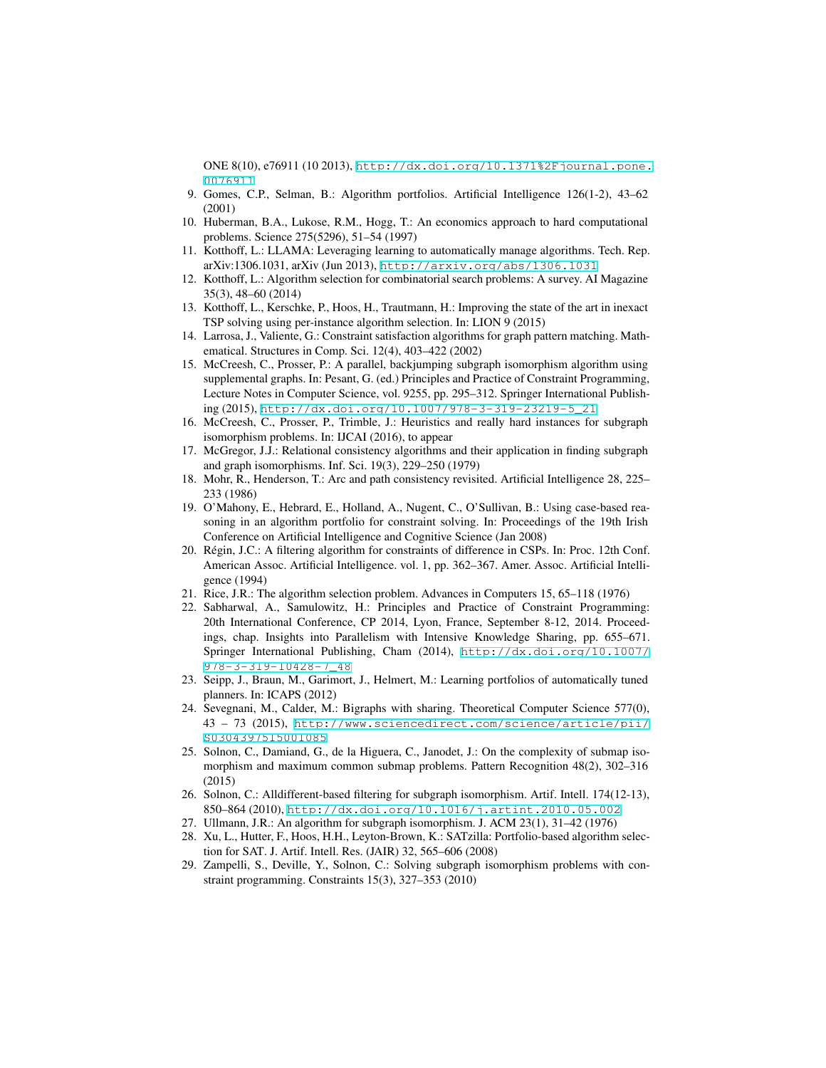ONE 8(10), e76911 (10 2013), http://dx.doi.org/10.1371%2Fjournal.pone.0076911

9. Gomes, C.P., Selman, B.: Algorithm portfolios. Artificial Intelligence 126(1-2), 43–62 (2001)
10. Huberman, B.A., Lukose, R.M., Hogg, T.: An economics approach to hard computational problems. Science 275(5296), 51–54 (1997)
11. Kotthoff, L.: LLAMA: Leveraging learning to automatically manage algorithms. Tech. Rep. arXiv:1306.1031, arXiv (Jun 2013), http://arxiv.org/abs/1306.1031
12. Kotthoff, L.: Algorithm selection for combinatorial search problems: A survey. AI Magazine 35(3), 48–60 (2014)
13. Kotthoff, L., Kerschke, P., Hoos, H., Trautmann, H.: Improving the state of the art in inexact TSP solving using per-instance algorithm selection. In: LION 9 (2015)
14. Larrosa, J., Valiente, G.: Constraint satisfaction algorithms for graph pattern matching. Mathematical. Structures in Comp. Sci. 12(4), 403–422 (2002)
15. McCreesh, C., Prosser, P.: A parallel, backjumping subgraph isomorphism algorithm using supplemental graphs. In: Pesant, G. (ed.) Principles and Practice of Constraint Programming, Lecture Notes in Computer Science, vol. 9255, pp. 295–312. Springer International Publishing (2015), http://dx.doi.org/10.1007/978-3-319-23219-5_21
16. McCreesh, C., Prosser, P., Trimble, J.: Heuristics and really hard instances for subgraph isomorphism problems. In: IJCAI (2016), to appear
17. McGregor, J.J.: Relational consistency algorithms and their application in finding subgraph and graph isomorphisms. Inf. Sci. 19(3), 229–250 (1979)
18. Mohr, R., Henderson, T.: Arc and path consistency revisited. Artificial Intelligence 28, 225–233 (1986)
19. O'Mahony, E., Hebrard, E., Holland, A., Nugent, C., O'Sullivan, B.: Using case-based reasoning in an algorithm portfolio for constraint solving. In: Proceedings of the 19th Irish Conference on Artificial Intelligence and Cognitive Science (Jan 2008)
20. Régin, J.C.: A filtering algorithm for constraints of difference in CSPs. In: Proc. 12th Conf. American Assoc. Artificial Intelligence. vol. 1, pp. 362–367. Amer. Assoc. Artificial Intelligence (1994)
21. Rice, J.R.: The algorithm selection problem. Advances in Computers 15, 65–118 (1976)
22. Sabharwal, A., Samulowitz, H.: Principles and Practice of Constraint Programming: 20th International Conference, CP 2014, Lyon, France, September 8-12, 2014. Proceedings, chap. Insights into Parallelism with Intensive Knowledge Sharing, pp. 655–671. Springer International Publishing, Cham (2014), http://dx.doi.org/10.1007/978-3-319-10428-7_48
23. Seipp, J., Braun, M., Garimort, J., Helmert, M.: Learning portfolios of automatically tuned planners. In: ICAPS (2012)
24. Sevegnani, M., Calder, M.: Bigraphs with sharing. Theoretical Computer Science 577(0), 43 – 73 (2015), http://www.sciencedirect.com/science/article/pii/S0304397515001085
25. Solnon, C., Damiand, G., de la Higuera, C., Janodet, J.: On the complexity of submap isomorphism and maximum common submap problems. Pattern Recognition 48(2), 302–316 (2015)
26. Solnon, C.: Alldifferent-based filtering for subgraph isomorphism. Artif. Intell. 174(12-13), 850–864 (2010), http://dx.doi.org/10.1016/j.artint.2010.05.002
27. Ullmann, J.R.: An algorithm for subgraph isomorphism. J. ACM 23(1), 31–42 (1976)
28. Xu, L., Hutter, F., Hoos, H.H., Leyton-Brown, K.: SATzilla: Portfolio-based algorithm selection for SAT. J. Artif. Intell. Res. (JAIR) 32, 565–606 (2008)
29. Zampelli, S., Deville, Y., Solnon, C.: Solving subgraph isomorphism problems with constraint programming. Constraints 15(3), 327–353 (2010)